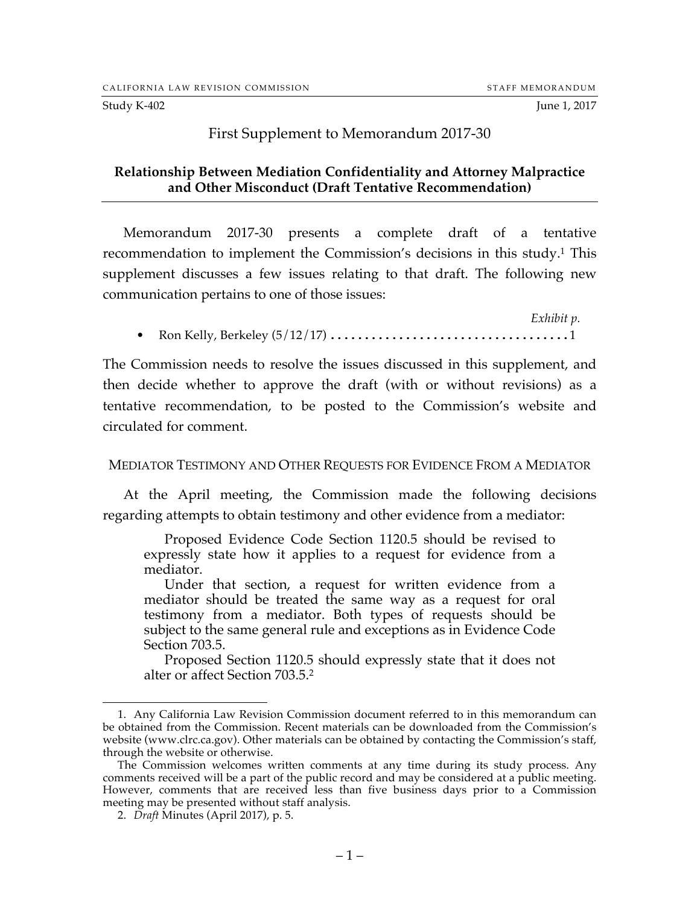CALIFORNIA LAW REVISION COMMISSION — STAFF MEMORANDUM

Study K-402 — June 1, 2017

# First Supplement to Memorandum 2017-30

## Relationship Between Mediation Confidentiality and Attorney Malpractice and Other Misconduct (Draft Tentative Recommendation)

Memorandum 2017-30 presents a complete draft of a tentative recommendation to implement the Commission's decisions in this study.[1] This supplement discusses a few issues relating to that draft. The following new communication pertains to one of those issues:

| | *Exhibit p.* |
|---|---|
| • Ron Kelly, Berkeley (5/12/17) | 1 |

The Commission needs to resolve the issues discussed in this supplement, and then decide whether to approve the draft (with or without revisions) as a tentative recommendation, to be posted to the Commission's website and circulated for comment.

### MEDIATOR TESTIMONY AND OTHER REQUESTS FOR EVIDENCE FROM A MEDIATOR

At the April meeting, the Commission made the following decisions regarding attempts to obtain testimony and other evidence from a mediator:

> Proposed Evidence Code Section 1120.5 should be revised to expressly state how it applies to a request for evidence from a mediator.
>
> Under that section, a request for written evidence from a mediator should be treated the same way as a request for oral testimony from a mediator. Both types of requests should be subject to the same general rule and exceptions as in Evidence Code Section 703.5.
>
> Proposed Section 1120.5 should expressly state that it does not alter or affect Section 703.5.[2]

---

1. Any California Law Revision Commission document referred to in this memorandum can be obtained from the Commission. Recent materials can be downloaded from the Commission's website (www.clrc.ca.gov). Other materials can be obtained by contacting the Commission's staff, through the website or otherwise.

The Commission welcomes written comments at any time during its study process. Any comments received will be a part of the public record and may be considered at a public meeting. However, comments that are received less than five business days prior to a Commission meeting may be presented without staff analysis.

2. *Draft* Minutes (April 2017), p. 5.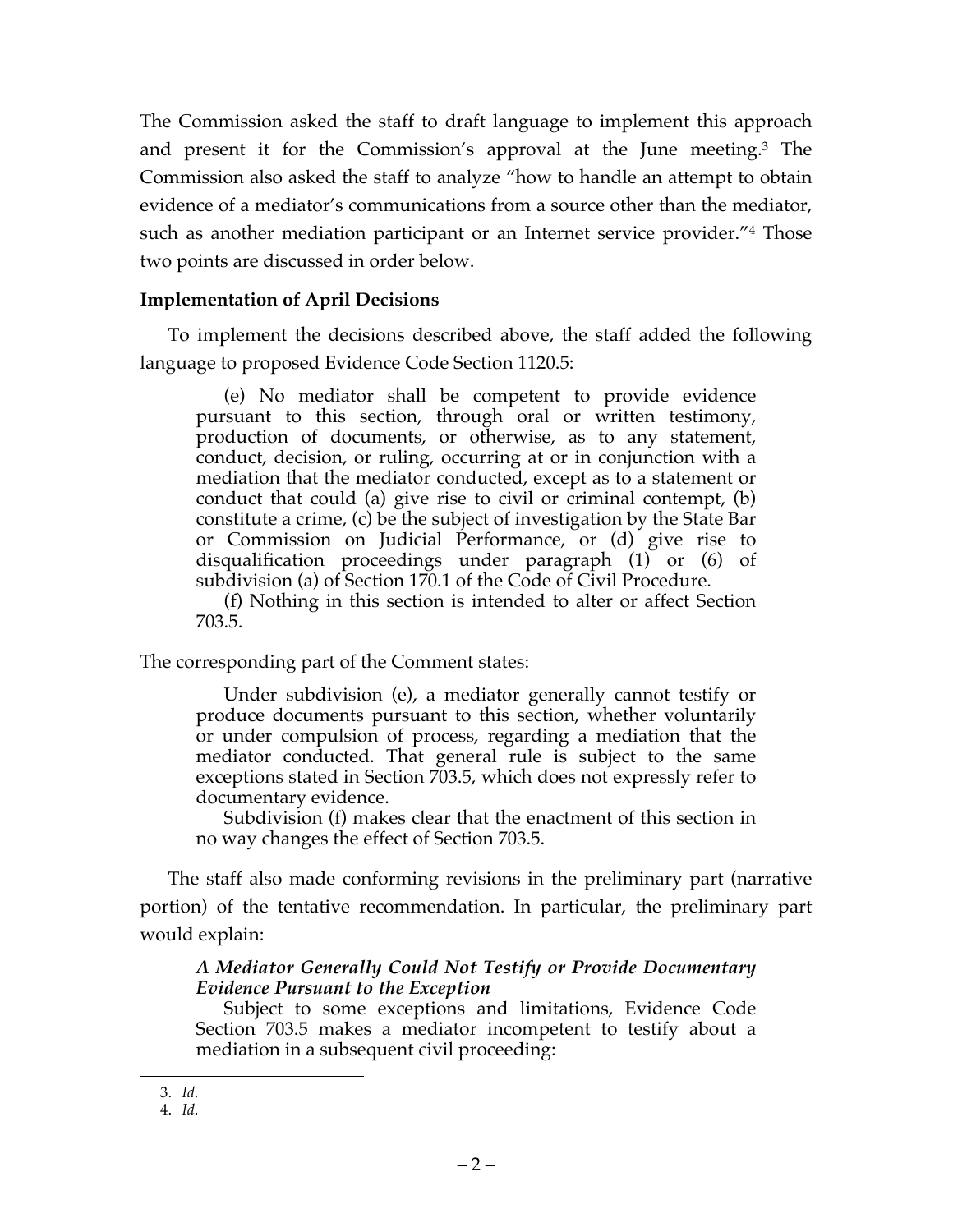The Commission asked the staff to draft language to implement this approach and present it for the Commission's approval at the June meeting.[3] The Commission also asked the staff to analyze "how to handle an attempt to obtain evidence of a mediator's communications from a source other than the mediator, such as another mediation participant or an Internet service provider."[4] Those two points are discussed in order below.

### Implementation of April Decisions

To implement the decisions described above, the staff added the following language to proposed Evidence Code Section 1120.5:

> (e) No mediator shall be competent to provide evidence pursuant to this section, through oral or written testimony, production of documents, or otherwise, as to any statement, conduct, decision, or ruling, occurring at or in conjunction with a mediation that the mediator conducted, except as to a statement or conduct that could (a) give rise to civil or criminal contempt, (b) constitute a crime, (c) be the subject of investigation by the State Bar or Commission on Judicial Performance, or (d) give rise to disqualification proceedings under paragraph (1) or (6) of subdivision (a) of Section 170.1 of the Code of Civil Procedure.
>
> (f) Nothing in this section is intended to alter or affect Section 703.5.

The corresponding part of the Comment states:

> Under subdivision (e), a mediator generally cannot testify or produce documents pursuant to this section, whether voluntarily or under compulsion of process, regarding a mediation that the mediator conducted. That general rule is subject to the same exceptions stated in Section 703.5, which does not expressly refer to documentary evidence.
>
> Subdivision (f) makes clear that the enactment of this section in no way changes the effect of Section 703.5.

The staff also made conforming revisions in the preliminary part (narrative portion) of the tentative recommendation. In particular, the preliminary part would explain:

> ***A Mediator Generally Could Not Testify or Provide Documentary Evidence Pursuant to the Exception***
>
> Subject to some exceptions and limitations, Evidence Code Section 703.5 makes a mediator incompetent to testify about a mediation in a subsequent civil proceeding:

---

3. *Id.*
4. *Id.*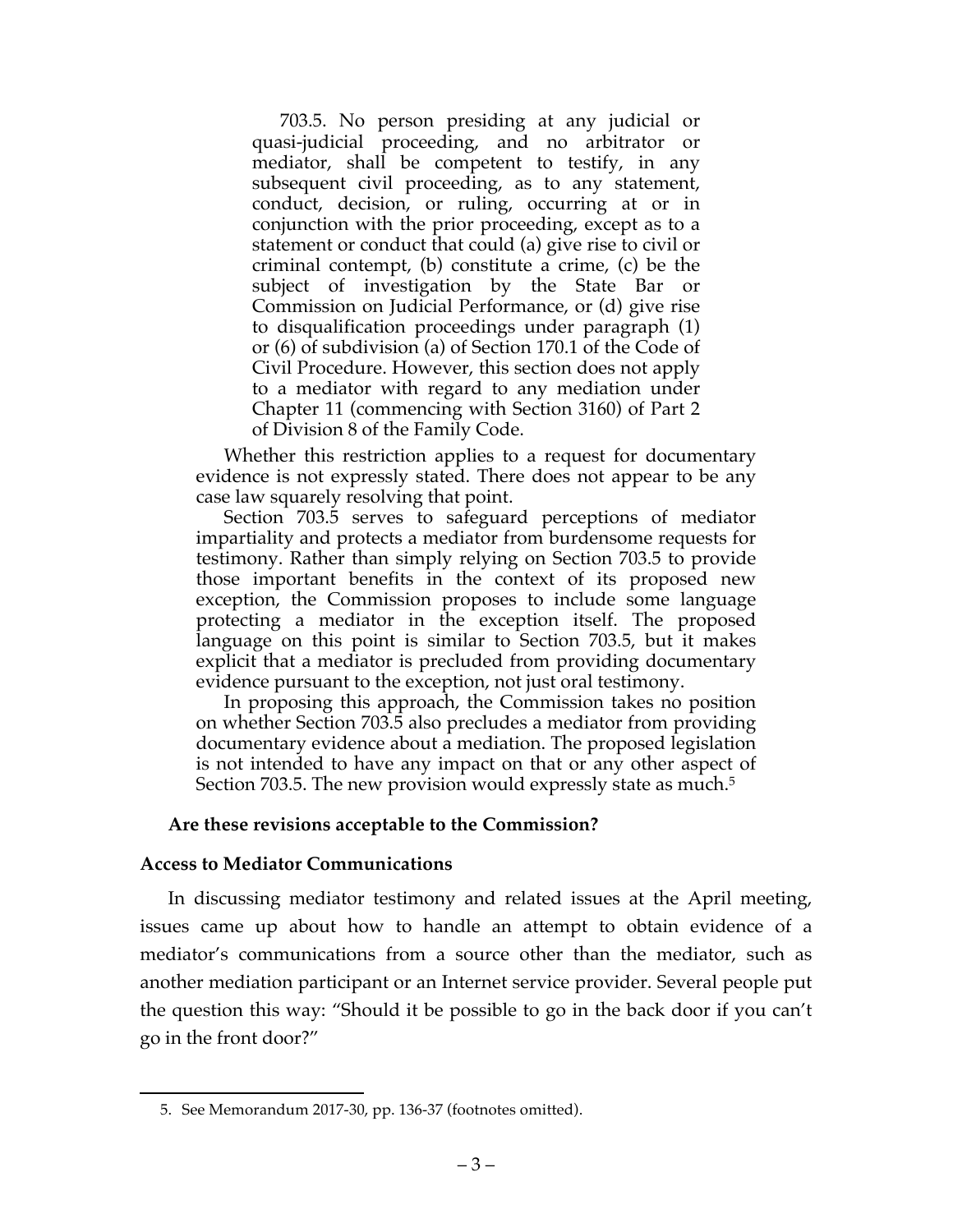> 703.5. No person presiding at any judicial or quasi-judicial proceeding, and no arbitrator or mediator, shall be competent to testify, in any subsequent civil proceeding, as to any statement, conduct, decision, or ruling, occurring at or in conjunction with the prior proceeding, except as to a statement or conduct that could (a) give rise to civil or criminal contempt, (b) constitute a crime, (c) be the subject of investigation by the State Bar or Commission on Judicial Performance, or (d) give rise to disqualification proceedings under paragraph (1) or (6) of subdivision (a) of Section 170.1 of the Code of Civil Procedure. However, this section does not apply to a mediator with regard to any mediation under Chapter 11 (commencing with Section 3160) of Part 2 of Division 8 of the Family Code.
>
> Whether this restriction applies to a request for documentary evidence is not expressly stated. There does not appear to be any case law squarely resolving that point.
>
> Section 703.5 serves to safeguard perceptions of mediator impartiality and protects a mediator from burdensome requests for testimony. Rather than simply relying on Section 703.5 to provide those important benefits in the context of its proposed new exception, the Commission proposes to include some language protecting a mediator in the exception itself. The proposed language on this point is similar to Section 703.5, but it makes explicit that a mediator is precluded from providing documentary evidence pursuant to the exception, not just oral testimony.
>
> In proposing this approach, the Commission takes no position on whether Section 703.5 also precludes a mediator from providing documentary evidence about a mediation. The proposed legislation is not intended to have any impact on that or any other aspect of Section 703.5. The new provision would expressly state as much.[5]

**Are these revisions acceptable to the Commission?**

### Access to Mediator Communications

In discussing mediator testimony and related issues at the April meeting, issues came up about how to handle an attempt to obtain evidence of a mediator's communications from a source other than the mediator, such as another mediation participant or an Internet service provider. Several people put the question this way: "Should it be possible to go in the back door if you can't go in the front door?"

---

5. See Memorandum 2017-30, pp. 136-37 (footnotes omitted).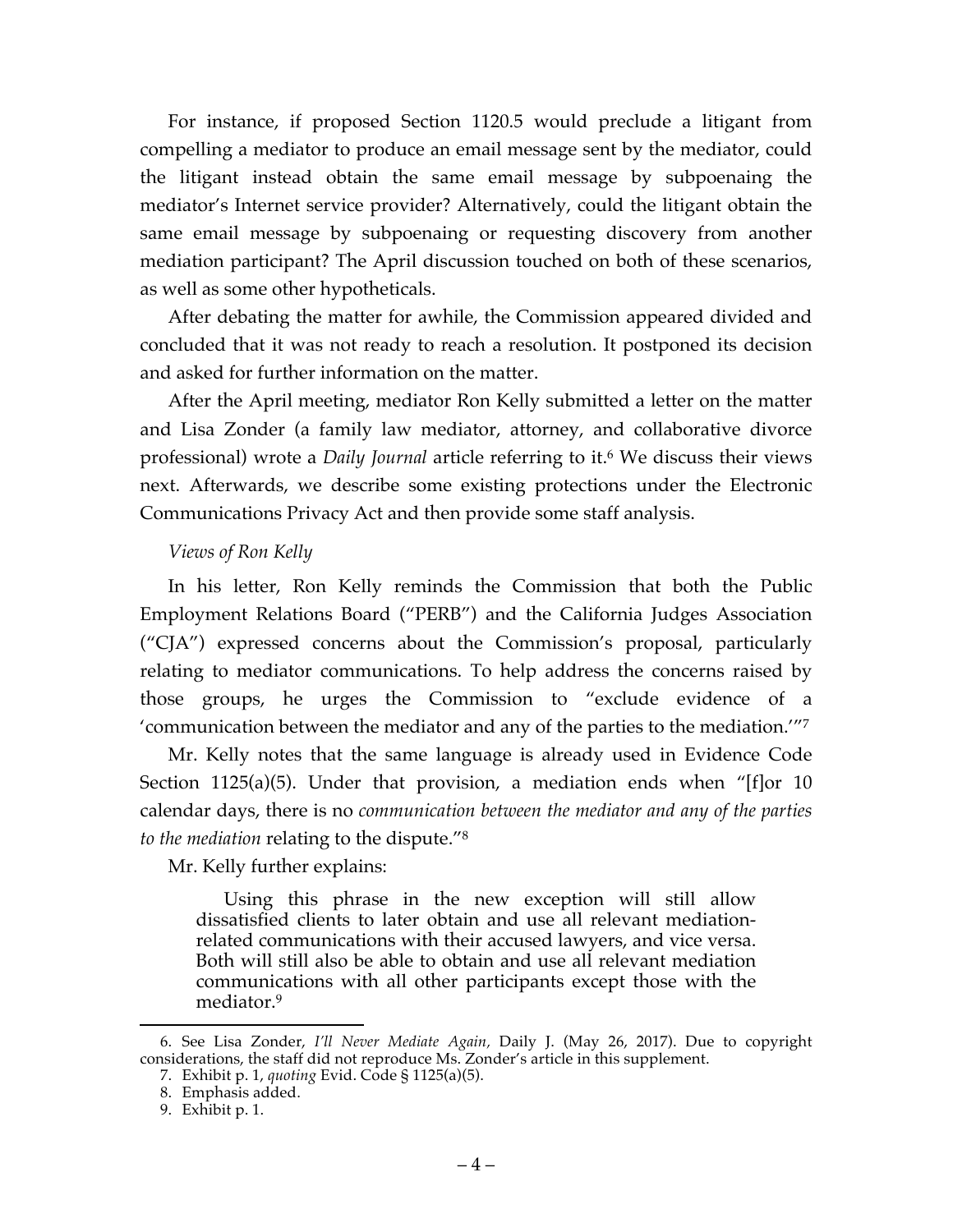For instance, if proposed Section 1120.5 would preclude a litigant from compelling a mediator to produce an email message sent by the mediator, could the litigant instead obtain the same email message by subpoenaing the mediator's Internet service provider? Alternatively, could the litigant obtain the same email message by subpoenaing or requesting discovery from another mediation participant? The April discussion touched on both of these scenarios, as well as some other hypotheticals.

After debating the matter for awhile, the Commission appeared divided and concluded that it was not ready to reach a resolution. It postponed its decision and asked for further information on the matter.

After the April meeting, mediator Ron Kelly submitted a letter on the matter and Lisa Zonder (a family law mediator, attorney, and collaborative divorce professional) wrote a *Daily Journal* article referring to it.[6] We discuss their views next. Afterwards, we describe some existing protections under the Electronic Communications Privacy Act and then provide some staff analysis.

*Views of Ron Kelly*

In his letter, Ron Kelly reminds the Commission that both the Public Employment Relations Board ("PERB") and the California Judges Association ("CJA") expressed concerns about the Commission's proposal, particularly relating to mediator communications. To help address the concerns raised by those groups, he urges the Commission to "exclude evidence of a 'communication between the mediator and any of the parties to the mediation.'"[7]

Mr. Kelly notes that the same language is already used in Evidence Code Section 1125(a)(5). Under that provision, a mediation ends when "[f]or 10 calendar days, there is no *communication between the mediator and any of the parties to the mediation* relating to the dispute."[8]

Mr. Kelly further explains:

> Using this phrase in the new exception will still allow dissatisfied clients to later obtain and use all relevant mediation-related communications with their accused lawyers, and vice versa. Both will still also be able to obtain and use all relevant mediation communications with all other participants except those with the mediator.[9]

---

6. See Lisa Zonder, *I'll Never Mediate Again*, Daily J. (May 26, 2017). Due to copyright considerations, the staff did not reproduce Ms. Zonder's article in this supplement.

7. Exhibit p. 1, *quoting* Evid. Code § 1125(a)(5).

8. Emphasis added.

9. Exhibit p. 1.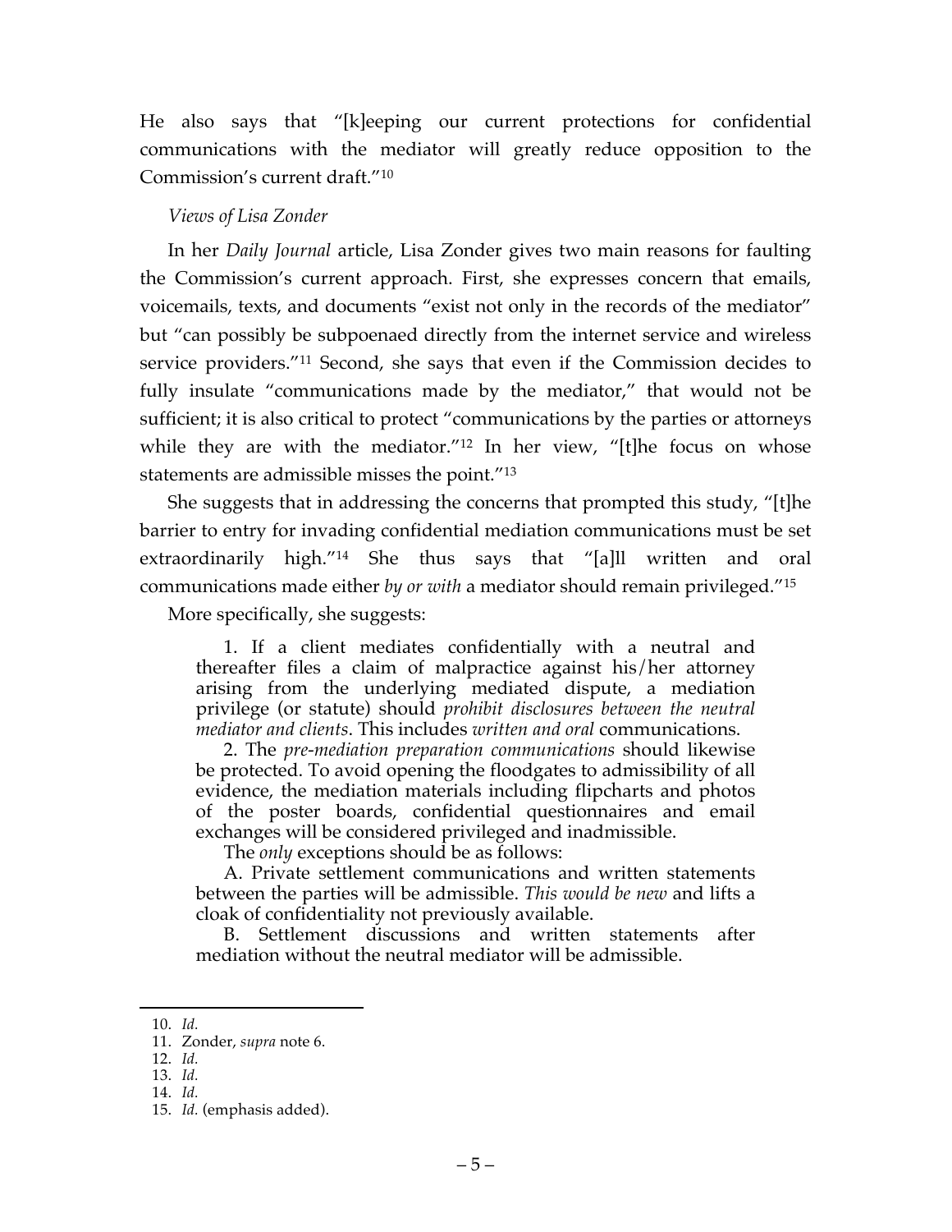He also says that "[k]eeping our current protections for confidential communications with the mediator will greatly reduce opposition to the Commission's current draft."[10]

*Views of Lisa Zonder*

In her *Daily Journal* article, Lisa Zonder gives two main reasons for faulting the Commission's current approach. First, she expresses concern that emails, voicemails, texts, and documents "exist not only in the records of the mediator" but "can possibly be subpoenaed directly from the internet service and wireless service providers."[11] Second, she says that even if the Commission decides to fully insulate "communications made by the mediator," that would not be sufficient; it is also critical to protect "communications by the parties or attorneys while they are with the mediator."[12] In her view, "[t]he focus on whose statements are admissible misses the point."[13]

She suggests that in addressing the concerns that prompted this study, "[t]he barrier to entry for invading confidential mediation communications must be set extraordinarily high."[14] She thus says that "[a]ll written and oral communications made either *by or with* a mediator should remain privileged."[15]

More specifically, she suggests:

> 1. If a client mediates confidentially with a neutral and thereafter files a claim of malpractice against his/her attorney arising from the underlying mediated dispute, a mediation privilege (or statute) should *prohibit disclosures between the neutral mediator and clients*. This includes *written and oral* communications.
>
> 2. The *pre-mediation preparation communications* should likewise be protected. To avoid opening the floodgates to admissibility of all evidence, the mediation materials including flipcharts and photos of the poster boards, confidential questionnaires and email exchanges will be considered privileged and inadmissible.
>
> The *only* exceptions should be as follows:
>
> A. Private settlement communications and written statements between the parties will be admissible. *This would be new* and lifts a cloak of confidentiality not previously available.
>
> B. Settlement discussions and written statements after mediation without the neutral mediator will be admissible.

---

10. *Id.*
11. Zonder, *supra* note 6.
12. *Id.*
13. *Id.*
14. *Id.*
15. *Id.* (emphasis added).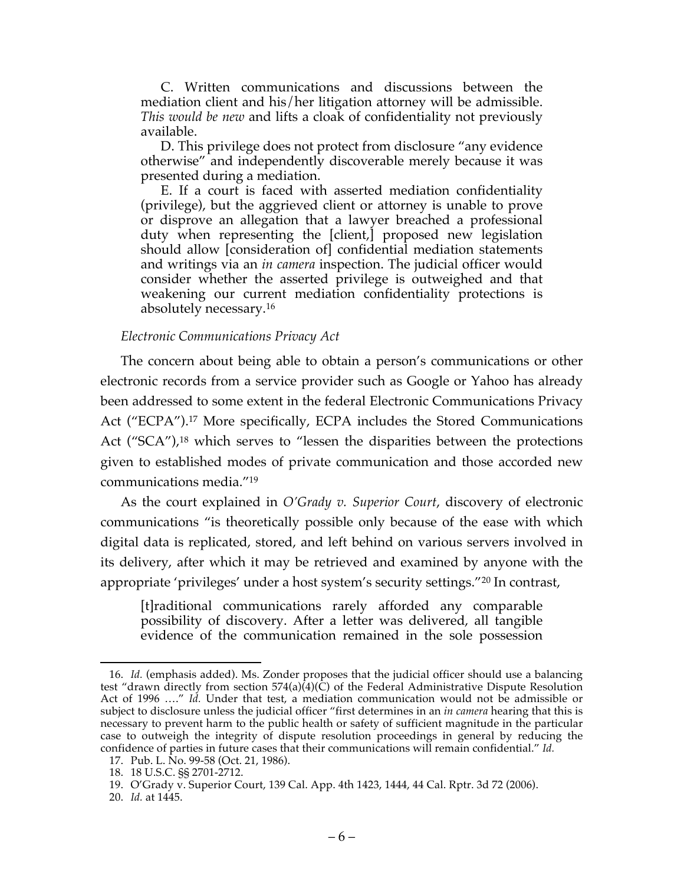> C. Written communications and discussions between the mediation client and his/her litigation attorney will be admissible. *This would be new* and lifts a cloak of confidentiality not previously available.
>
> D. This privilege does not protect from disclosure "any evidence otherwise" and independently discoverable merely because it was presented during a mediation.
>
> E. If a court is faced with asserted mediation confidentiality (privilege), but the aggrieved client or attorney is unable to prove or disprove an allegation that a lawyer breached a professional duty when representing the [client,] proposed new legislation should allow [consideration of] confidential mediation statements and writings via an *in camera* inspection. The judicial officer would consider whether the asserted privilege is outweighed and that weakening our current mediation confidentiality protections is absolutely necessary.[16]

*Electronic Communications Privacy Act*

The concern about being able to obtain a person's communications or other electronic records from a service provider such as Google or Yahoo has already been addressed to some extent in the federal Electronic Communications Privacy Act ("ECPA").[17] More specifically, ECPA includes the Stored Communications Act ("SCA"),[18] which serves to "lessen the disparities between the protections given to established modes of private communication and those accorded new communications media."[19]

As the court explained in *O'Grady v. Superior Court*, discovery of electronic communications "is theoretically possible only because of the ease with which digital data is replicated, stored, and left behind on various servers involved in its delivery, after which it may be retrieved and examined by anyone with the appropriate 'privileges' under a host system's security settings."[20] In contrast,

> [t]raditional communications rarely afforded any comparable possibility of discovery. After a letter was delivered, all tangible evidence of the communication remained in the sole possession

---

16. *Id.* (emphasis added). Ms. Zonder proposes that the judicial officer should use a balancing test "drawn directly from section 574(a)(4)(C) of the Federal Administrative Dispute Resolution Act of 1996 …." *Id.* Under that test, a mediation communication would not be admissible or subject to disclosure unless the judicial officer "first determines in an *in camera* hearing that this is necessary to prevent harm to the public health or safety of sufficient magnitude in the particular case to outweigh the integrity of dispute resolution proceedings in general by reducing the confidence of parties in future cases that their communications will remain confidential." *Id.*

17. Pub. L. No. 99-58 (Oct. 21, 1986).

18. 18 U.S.C. §§ 2701-2712.

19. O'Grady v. Superior Court, 139 Cal. App. 4th 1423, 1444, 44 Cal. Rptr. 3d 72 (2006).

20. *Id.* at 1445.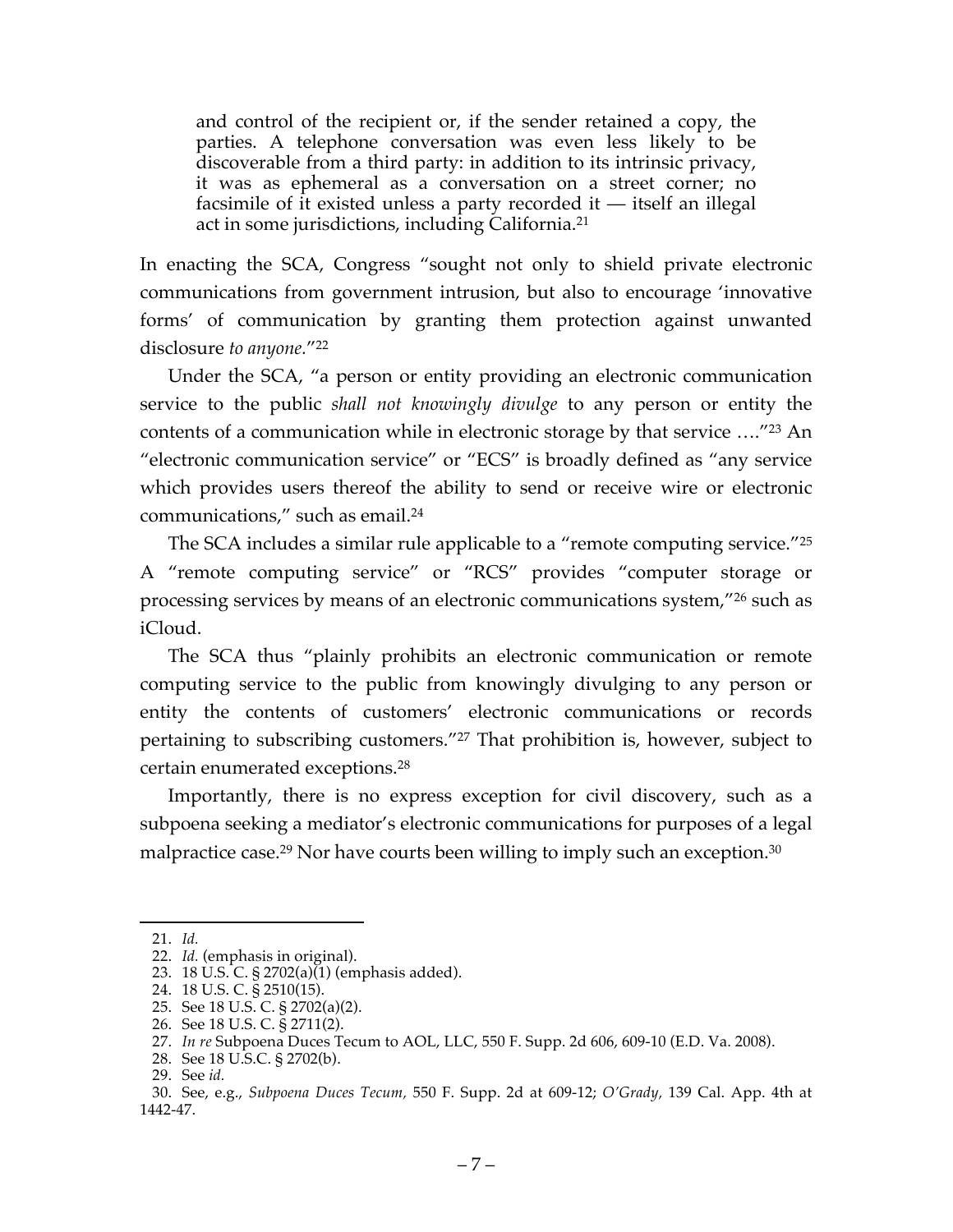> and control of the recipient or, if the sender retained a copy, the parties. A telephone conversation was even less likely to be discoverable from a third party: in addition to its intrinsic privacy, it was as ephemeral as a conversation on a street corner; no facsimile of it existed unless a party recorded it — itself an illegal act in some jurisdictions, including California.[21]

In enacting the SCA, Congress "sought not only to shield private electronic communications from government intrusion, but also to encourage 'innovative forms' of communication by granting them protection against unwanted disclosure *to anyone*."[22]

Under the SCA, "a person or entity providing an electronic communication service to the public *shall not knowingly divulge* to any person or entity the contents of a communication while in electronic storage by that service …."[23] An "electronic communication service" or "ECS" is broadly defined as "any service which provides users thereof the ability to send or receive wire or electronic communications," such as email.[24]

The SCA includes a similar rule applicable to a "remote computing service."[25] A "remote computing service" or "RCS" provides "computer storage or processing services by means of an electronic communications system,"[26] such as iCloud.

The SCA thus "plainly prohibits an electronic communication or remote computing service to the public from knowingly divulging to any person or entity the contents of customers' electronic communications or records pertaining to subscribing customers."[27] That prohibition is, however, subject to certain enumerated exceptions.[28]

Importantly, there is no express exception for civil discovery, such as a subpoena seeking a mediator's electronic communications for purposes of a legal malpractice case.[29] Nor have courts been willing to imply such an exception.[30]

---

21. *Id.*
22. *Id.* (emphasis in original).
23. 18 U.S. C. § 2702(a)(1) (emphasis added).
24. 18 U.S. C. § 2510(15).
25. See 18 U.S. C. § 2702(a)(2).
26. See 18 U.S. C. § 2711(2).
27. *In re* Subpoena Duces Tecum to AOL, LLC, 550 F. Supp. 2d 606, 609-10 (E.D. Va. 2008).
28. See 18 U.S.C. § 2702(b).
29. See *id.*
30. See, e.g., *Subpoena Duces Tecum,* 550 F. Supp. 2d at 609-12; *O'Grady,* 139 Cal. App. 4th at 1442-47.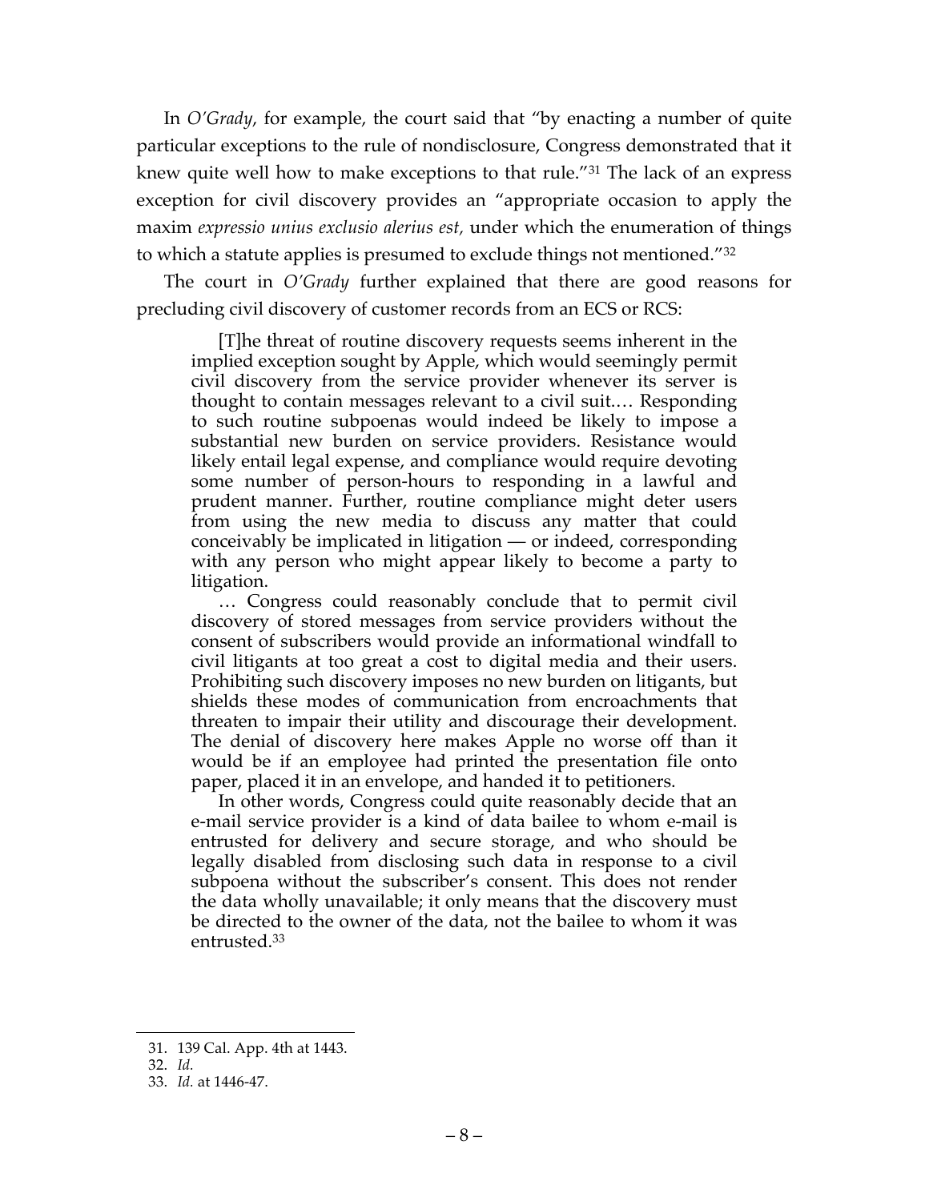In *O'Grady*, for example, the court said that "by enacting a number of quite particular exceptions to the rule of nondisclosure, Congress demonstrated that it knew quite well how to make exceptions to that rule."[31] The lack of an express exception for civil discovery provides an "appropriate occasion to apply the maxim *expressio unius exclusio alerius est,* under which the enumeration of things to which a statute applies is presumed to exclude things not mentioned."[32]

The court in *O'Grady* further explained that there are good reasons for precluding civil discovery of customer records from an ECS or RCS:

> [T]he threat of routine discovery requests seems inherent in the implied exception sought by Apple, which would seemingly permit civil discovery from the service provider whenever its server is thought to contain messages relevant to a civil suit.… Responding to such routine subpoenas would indeed be likely to impose a substantial new burden on service providers. Resistance would likely entail legal expense, and compliance would require devoting some number of person-hours to responding in a lawful and prudent manner. Further, routine compliance might deter users from using the new media to discuss any matter that could conceivably be implicated in litigation — or indeed, corresponding with any person who might appear likely to become a party to litigation.
>
> … Congress could reasonably conclude that to permit civil discovery of stored messages from service providers without the consent of subscribers would provide an informational windfall to civil litigants at too great a cost to digital media and their users. Prohibiting such discovery imposes no new burden on litigants, but shields these modes of communication from encroachments that threaten to impair their utility and discourage their development. The denial of discovery here makes Apple no worse off than it would be if an employee had printed the presentation file onto paper, placed it in an envelope, and handed it to petitioners.
>
> In other words, Congress could quite reasonably decide that an e-mail service provider is a kind of data bailee to whom e-mail is entrusted for delivery and secure storage, and who should be legally disabled from disclosing such data in response to a civil subpoena without the subscriber's consent. This does not render the data wholly unavailable; it only means that the discovery must be directed to the owner of the data, not the bailee to whom it was entrusted.[33]

---

31. 139 Cal. App. 4th at 1443.
32. *Id.*
33. *Id.* at 1446-47.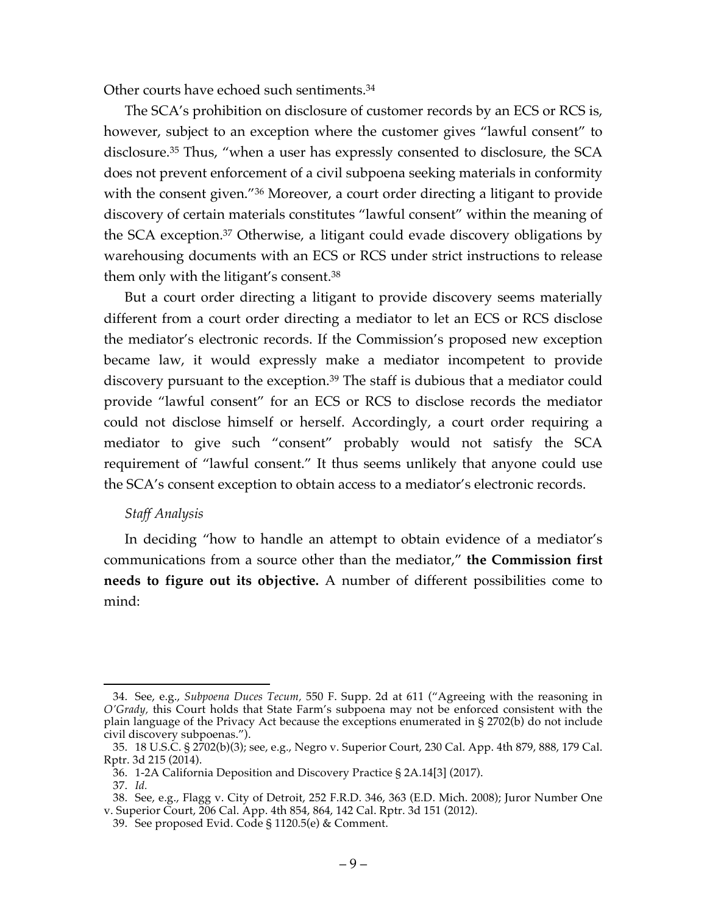Other courts have echoed such sentiments.[34]

The SCA's prohibition on disclosure of customer records by an ECS or RCS is, however, subject to an exception where the customer gives "lawful consent" to disclosure.[35] Thus, "when a user has expressly consented to disclosure, the SCA does not prevent enforcement of a civil subpoena seeking materials in conformity with the consent given."[36] Moreover, a court order directing a litigant to provide discovery of certain materials constitutes "lawful consent" within the meaning of the SCA exception.[37] Otherwise, a litigant could evade discovery obligations by warehousing documents with an ECS or RCS under strict instructions to release them only with the litigant's consent.[38]

But a court order directing a litigant to provide discovery seems materially different from a court order directing a mediator to let an ECS or RCS disclose the mediator's electronic records. If the Commission's proposed new exception became law, it would expressly make a mediator incompetent to provide discovery pursuant to the exception.[39] The staff is dubious that a mediator could provide "lawful consent" for an ECS or RCS to disclose records the mediator could not disclose himself or herself. Accordingly, a court order requiring a mediator to give such "consent" probably would not satisfy the SCA requirement of "lawful consent." It thus seems unlikely that anyone could use the SCA's consent exception to obtain access to a mediator's electronic records.

*Staff Analysis*

In deciding "how to handle an attempt to obtain evidence of a mediator's communications from a source other than the mediator," **the Commission first needs to figure out its objective.** A number of different possibilities come to mind:

---

34. See, e.g., *Subpoena Duces Tecum,* 550 F. Supp. 2d at 611 ("Agreeing with the reasoning in *O'Grady,* this Court holds that State Farm's subpoena may not be enforced consistent with the plain language of the Privacy Act because the exceptions enumerated in § 2702(b) do not include civil discovery subpoenas.").

35. 18 U.S.C. § 2702(b)(3); see, e.g., Negro v. Superior Court, 230 Cal. App. 4th 879, 888, 179 Cal. Rptr. 3d 215 (2014).

36. 1-2A California Deposition and Discovery Practice § 2A.14[3] (2017).

37. *Id.*

38. See, e.g., Flagg v. City of Detroit, 252 F.R.D. 346, 363 (E.D. Mich. 2008); Juror Number One v. Superior Court, 206 Cal. App. 4th 854, 864, 142 Cal. Rptr. 3d 151 (2012).

39. See proposed Evid. Code § 1120.5(e) & Comment.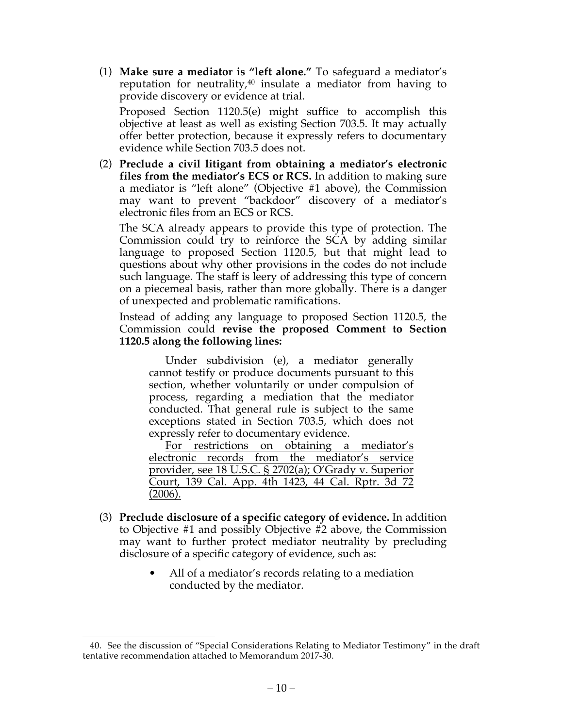(1) **Make sure a mediator is "left alone."** To safeguard a mediator's reputation for neutrality,[40] insulate a mediator from having to provide discovery or evidence at trial.

Proposed Section 1120.5(e) might suffice to accomplish this objective at least as well as existing Section 703.5. It may actually offer better protection, because it expressly refers to documentary evidence while Section 703.5 does not.

(2) **Preclude a civil litigant from obtaining a mediator's electronic files from the mediator's ECS or RCS.** In addition to making sure a mediator is "left alone" (Objective #1 above), the Commission may want to prevent "backdoor" discovery of a mediator's electronic files from an ECS or RCS.

The SCA already appears to provide this type of protection. The Commission could try to reinforce the SCA by adding similar language to proposed Section 1120.5, but that might lead to questions about why other provisions in the codes do not include such language. The staff is leery of addressing this type of concern on a piecemeal basis, rather than more globally. There is a danger of unexpected and problematic ramifications.

Instead of adding any language to proposed Section 1120.5, the Commission could **revise the proposed Comment to Section 1120.5 along the following lines:**

> Under subdivision (e), a mediator generally cannot testify or produce documents pursuant to this section, whether voluntarily or under compulsion of process, regarding a mediation that the mediator conducted. That general rule is subject to the same exceptions stated in Section 703.5, which does not expressly refer to documentary evidence.
>
> <u>For restrictions on obtaining a mediator's electronic records from the mediator's service provider, see 18 U.S.C. § 2702(a); O'Grady v. Superior Court, 139 Cal. App. 4th 1423, 44 Cal. Rptr. 3d 72 (2006).</u>

(3) **Preclude disclosure of a specific category of evidence.** In addition to Objective #1 and possibly Objective #2 above, the Commission may want to further protect mediator neutrality by precluding disclosure of a specific category of evidence, such as:

- All of a mediator's records relating to a mediation conducted by the mediator.

---

40. See the discussion of "Special Considerations Relating to Mediator Testimony" in the draft tentative recommendation attached to Memorandum 2017-30.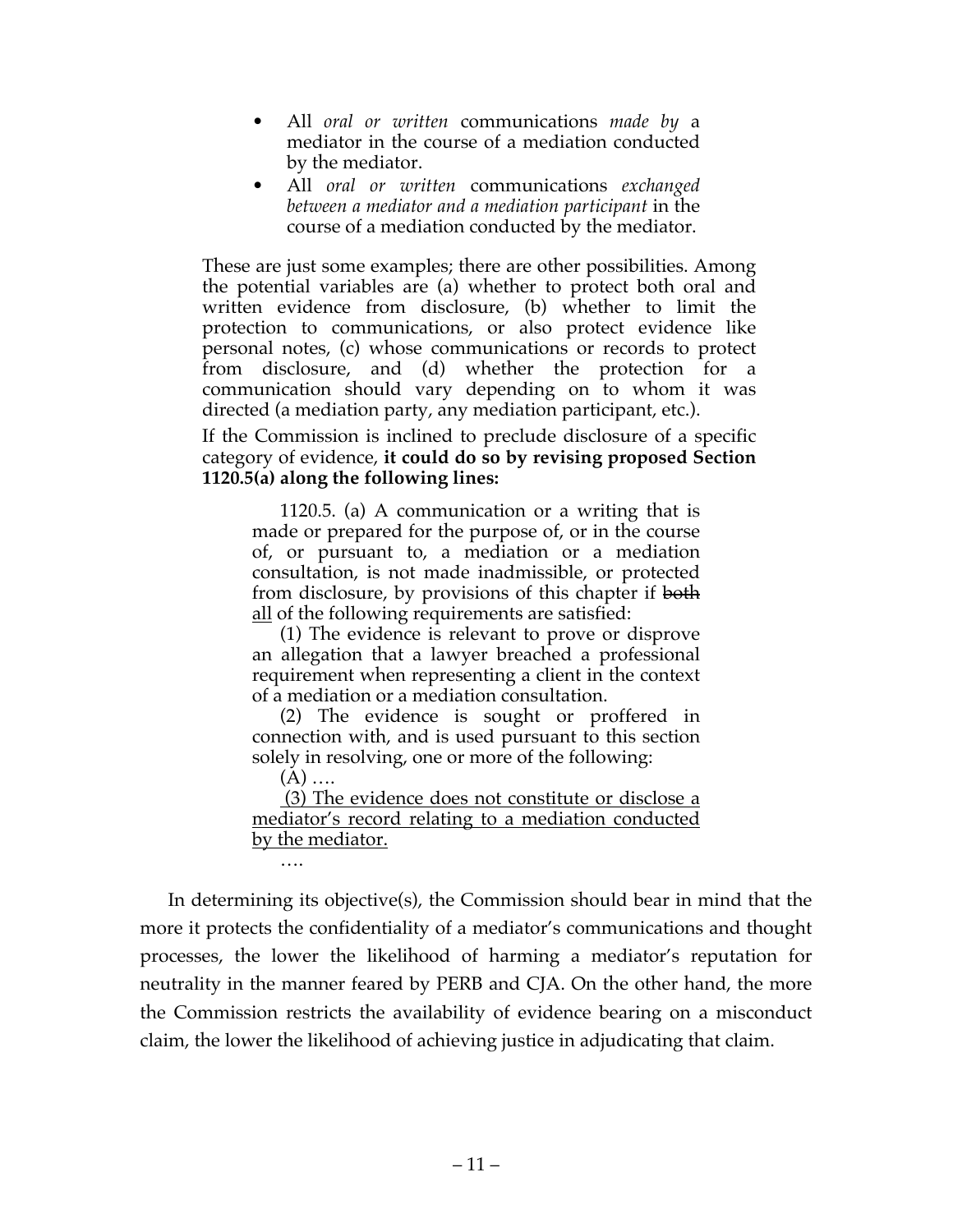- All *oral or written* communications *made by* a mediator in the course of a mediation conducted by the mediator.
- All *oral or written* communications *exchanged between a mediator and a mediation participant* in the course of a mediation conducted by the mediator.

> These are just some examples; there are other possibilities. Among the potential variables are (a) whether to protect both oral and written evidence from disclosure, (b) whether to limit the protection to communications, or also protect evidence like personal notes, (c) whose communications or records to protect from disclosure, and (d) whether the protection for a communication should vary depending on to whom it was directed (a mediation party, any mediation participant, etc.).
>
> If the Commission is inclined to preclude disclosure of a specific category of evidence, **it could do so by revising proposed Section 1120.5(a) along the following lines:**
>
>> 1120.5. (a) A communication or a writing that is made or prepared for the purpose of, or in the course of, or pursuant to, a mediation or a mediation consultation, is not made inadmissible, or protected from disclosure, by provisions of this chapter if ~~both~~ <u>all</u> of the following requirements are satisfied:
>>
>> (1) The evidence is relevant to prove or disprove an allegation that a lawyer breached a professional requirement when representing a client in the context of a mediation or a mediation consultation.
>>
>> (2) The evidence is sought or proffered in connection with, and is used pursuant to this section solely in resolving, one or more of the following:
>>
>> (A) ….
>>
>> <u>(3) The evidence does not constitute or disclose a mediator's record relating to a mediation conducted by the mediator.</u>
>>
>> ….

In determining its objective(s), the Commission should bear in mind that the more it protects the confidentiality of a mediator's communications and thought processes, the lower the likelihood of harming a mediator's reputation for neutrality in the manner feared by PERB and CJA. On the other hand, the more the Commission restricts the availability of evidence bearing on a misconduct claim, the lower the likelihood of achieving justice in adjudicating that claim.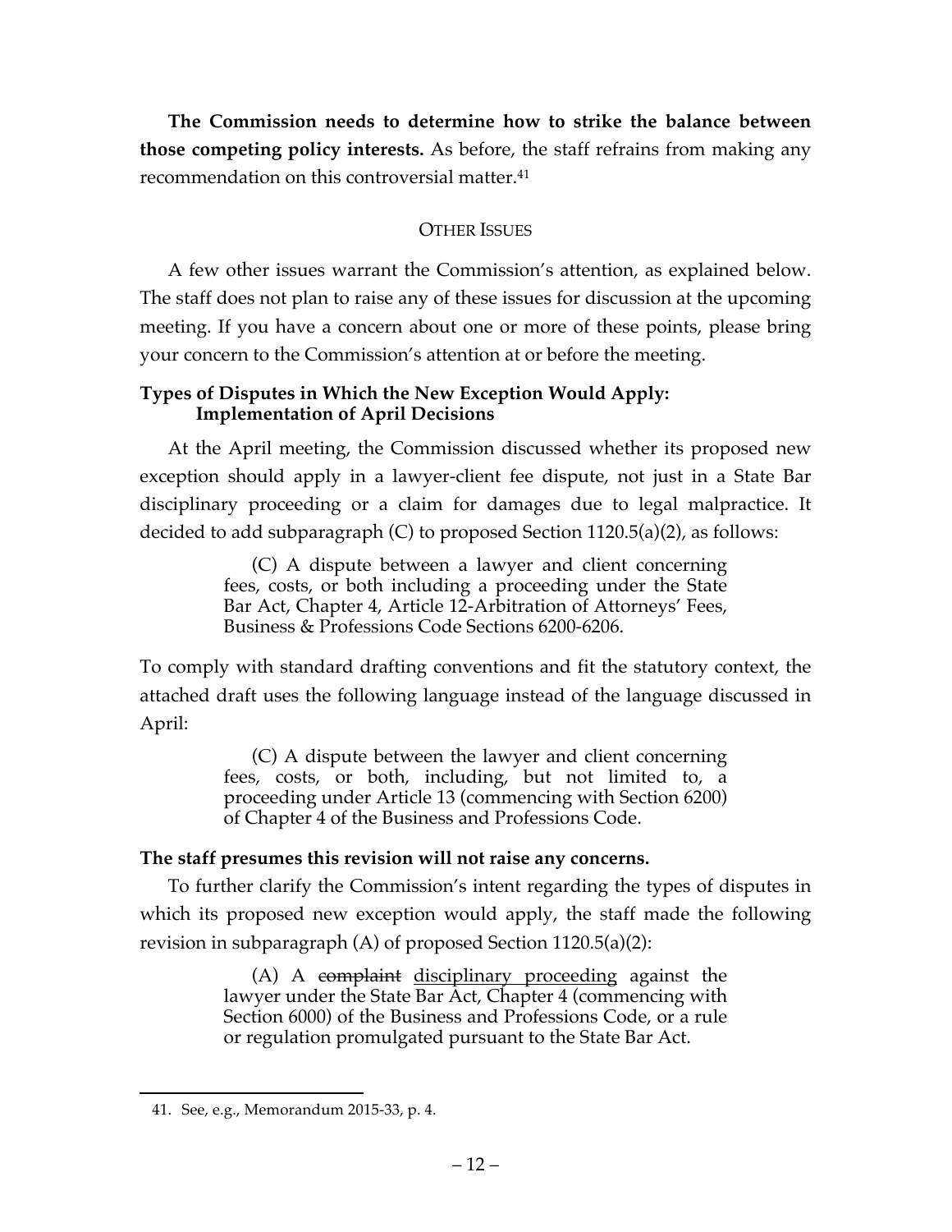**The Commission needs to determine how to strike the balance between those competing policy interests.** As before, the staff refrains from making any recommendation on this controversial matter.[41]

## OTHER ISSUES

A few other issues warrant the Commission's attention, as explained below. The staff does not plan to raise any of these issues for discussion at the upcoming meeting. If you have a concern about one or more of these points, please bring your concern to the Commission's attention at or before the meeting.

### Types of Disputes in Which the New Exception Would Apply: Implementation of April Decisions

At the April meeting, the Commission discussed whether its proposed new exception should apply in a lawyer-client fee dispute, not just in a State Bar disciplinary proceeding or a claim for damages due to legal malpractice. It decided to add subparagraph (C) to proposed Section 1120.5(a)(2), as follows:

> (C) A dispute between a lawyer and client concerning fees, costs, or both including a proceeding under the State Bar Act, Chapter 4, Article 12-Arbitration of Attorneys' Fees, Business & Professions Code Sections 6200-6206.

To comply with standard drafting conventions and fit the statutory context, the attached draft uses the following language instead of the language discussed in April:

> (C) A dispute between the lawyer and client concerning fees, costs, or both, including, but not limited to, a proceeding under Article 13 (commencing with Section 6200) of Chapter 4 of the Business and Professions Code.

**The staff presumes this revision will not raise any concerns.**

To further clarify the Commission's intent regarding the types of disputes in which its proposed new exception would apply, the staff made the following revision in subparagraph (A) of proposed Section 1120.5(a)(2):

> (A) A ~~complaint~~ <u>disciplinary proceeding</u> against the lawyer under the State Bar Act, Chapter 4 (commencing with Section 6000) of the Business and Professions Code, or a rule or regulation promulgated pursuant to the State Bar Act.

---

41. See, e.g., Memorandum 2015-33, p. 4.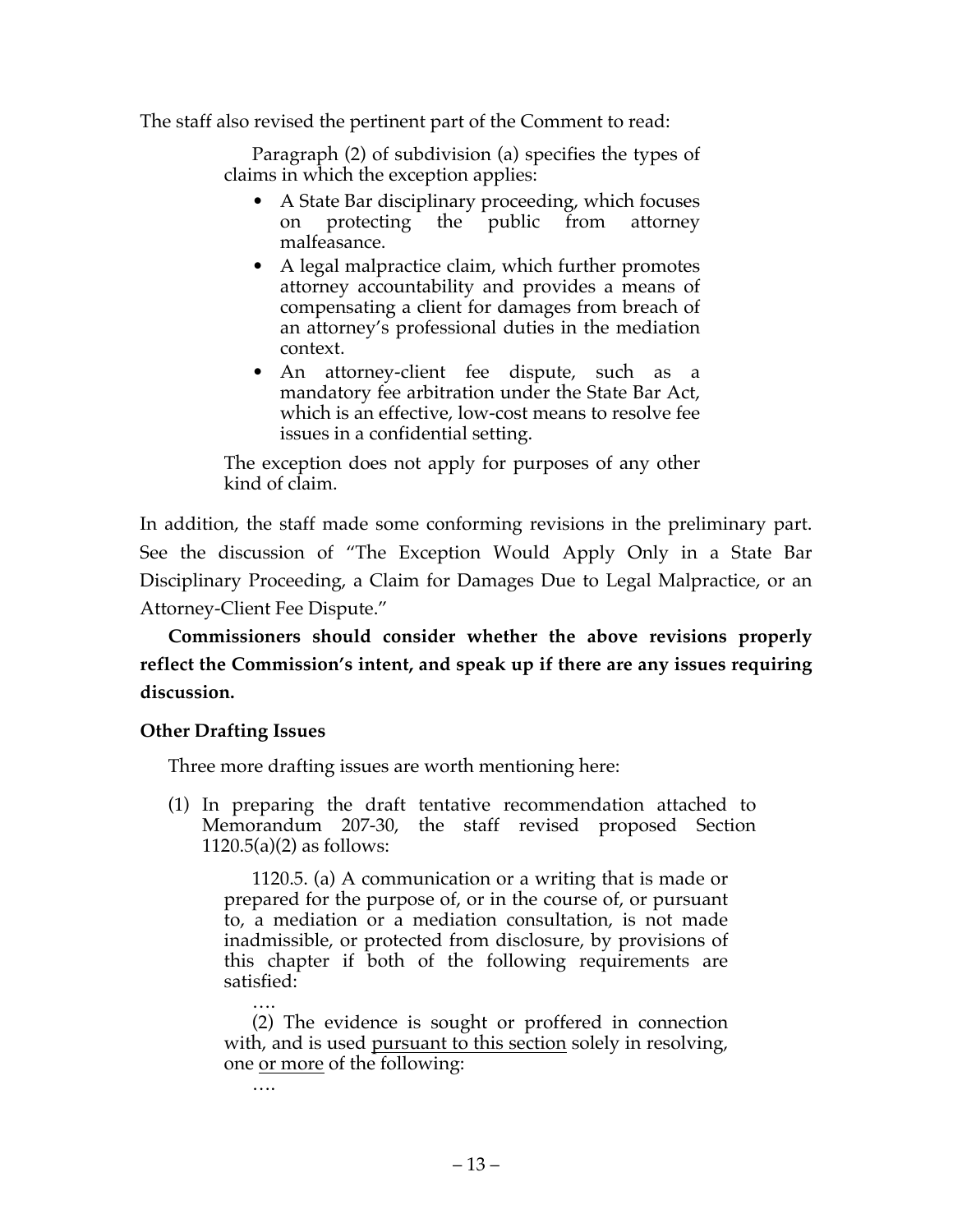The staff also revised the pertinent part of the Comment to read:

> Paragraph (2) of subdivision (a) specifies the types of claims in which the exception applies:
>
> - A State Bar disciplinary proceeding, which focuses on protecting the public from attorney malfeasance.
> - A legal malpractice claim, which further promotes attorney accountability and provides a means of compensating a client for damages from breach of an attorney's professional duties in the mediation context.
> - An attorney-client fee dispute, such as a mandatory fee arbitration under the State Bar Act, which is an effective, low-cost means to resolve fee issues in a confidential setting.
>
> The exception does not apply for purposes of any other kind of claim.

In addition, the staff made some conforming revisions in the preliminary part. See the discussion of "The Exception Would Apply Only in a State Bar Disciplinary Proceeding, a Claim for Damages Due to Legal Malpractice, or an Attorney-Client Fee Dispute."

**Commissioners should consider whether the above revisions properly reflect the Commission's intent, and speak up if there are any issues requiring discussion.**

### Other Drafting Issues

Three more drafting issues are worth mentioning here:

(1) In preparing the draft tentative recommendation attached to Memorandum 207-30, the staff revised proposed Section 1120.5(a)(2) as follows:

> 1120.5. (a) A communication or a writing that is made or prepared for the purpose of, or in the course of, or pursuant to, a mediation or a mediation consultation, is not made inadmissible, or protected from disclosure, by provisions of this chapter if both of the following requirements are satisfied:
>
> ….
>
> (2) The evidence is sought or proffered in connection with, and is used <u>pursuant to this section</u> solely in resolving, one <u>or more</u> of the following:
>
> ….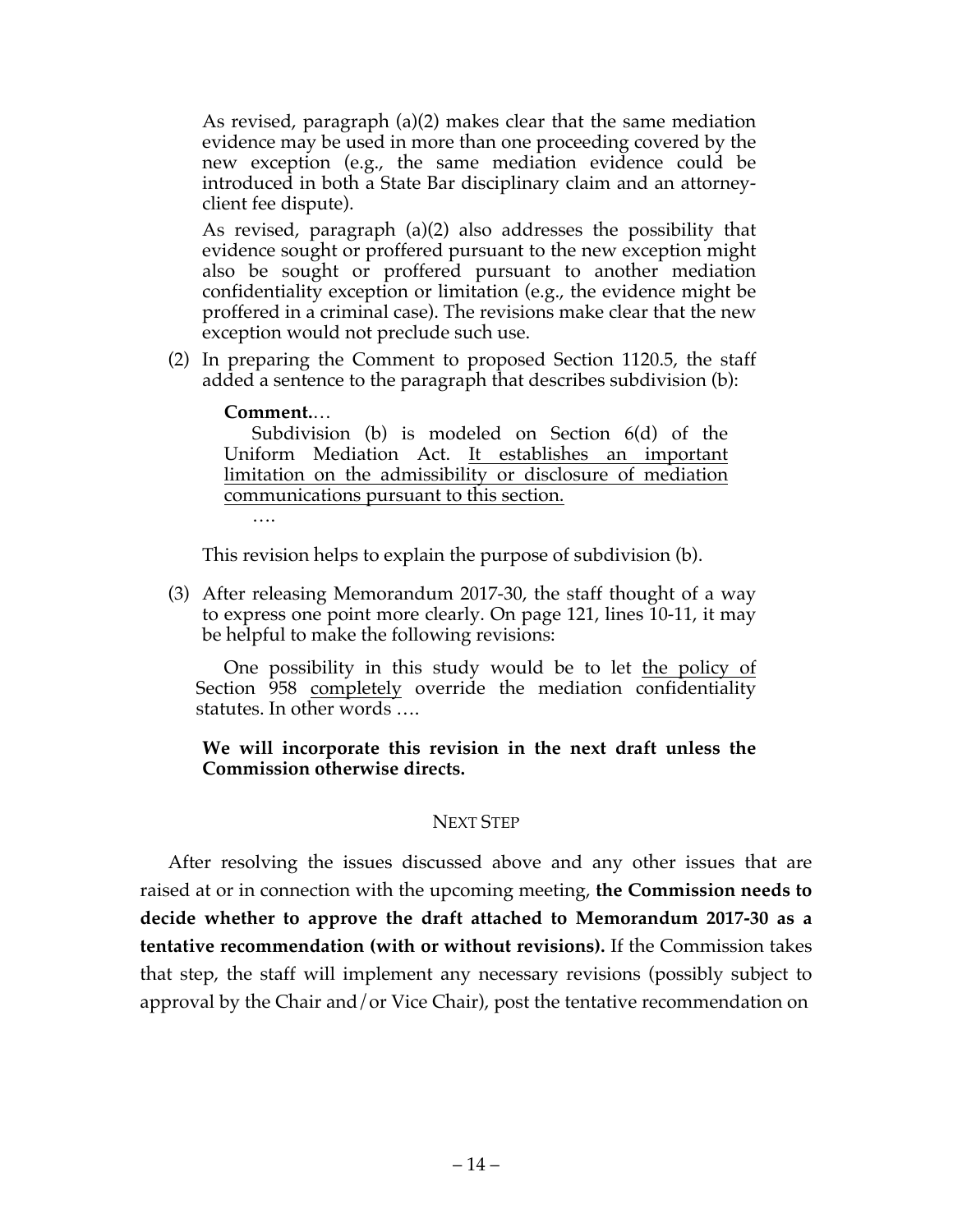As revised, paragraph (a)(2) makes clear that the same mediation evidence may be used in more than one proceeding covered by the new exception (e.g., the same mediation evidence could be introduced in both a State Bar disciplinary claim and an attorney-client fee dispute).

As revised, paragraph (a)(2) also addresses the possibility that evidence sought or proffered pursuant to the new exception might also be sought or proffered pursuant to another mediation confidentiality exception or limitation (e.g., the evidence might be proffered in a criminal case). The revisions make clear that the new exception would not preclude such use.

(2) In preparing the Comment to proposed Section 1120.5, the staff added a sentence to the paragraph that describes subdivision (b):

> **Comment.**…
>
> Subdivision (b) is modeled on Section 6(d) of the Uniform Mediation Act. <u>It establishes an important limitation on the admissibility or disclosure of mediation communications pursuant to this section.</u>
>
> ….

This revision helps to explain the purpose of subdivision (b).

(3) After releasing Memorandum 2017-30, the staff thought of a way to express one point more clearly. On page 121, lines 10-11, it may be helpful to make the following revisions:

> One possibility in this study would be to let <u>the policy of</u> Section 958 <u>completely</u> override the mediation confidentiality statutes. In other words ….

**We will incorporate this revision in the next draft unless the Commission otherwise directs.**

## NEXT STEP

After resolving the issues discussed above and any other issues that are raised at or in connection with the upcoming meeting, **the Commission needs to decide whether to approve the draft attached to Memorandum 2017-30 as a tentative recommendation (with or without revisions).** If the Commission takes that step, the staff will implement any necessary revisions (possibly subject to approval by the Chair and/or Vice Chair), post the tentative recommendation on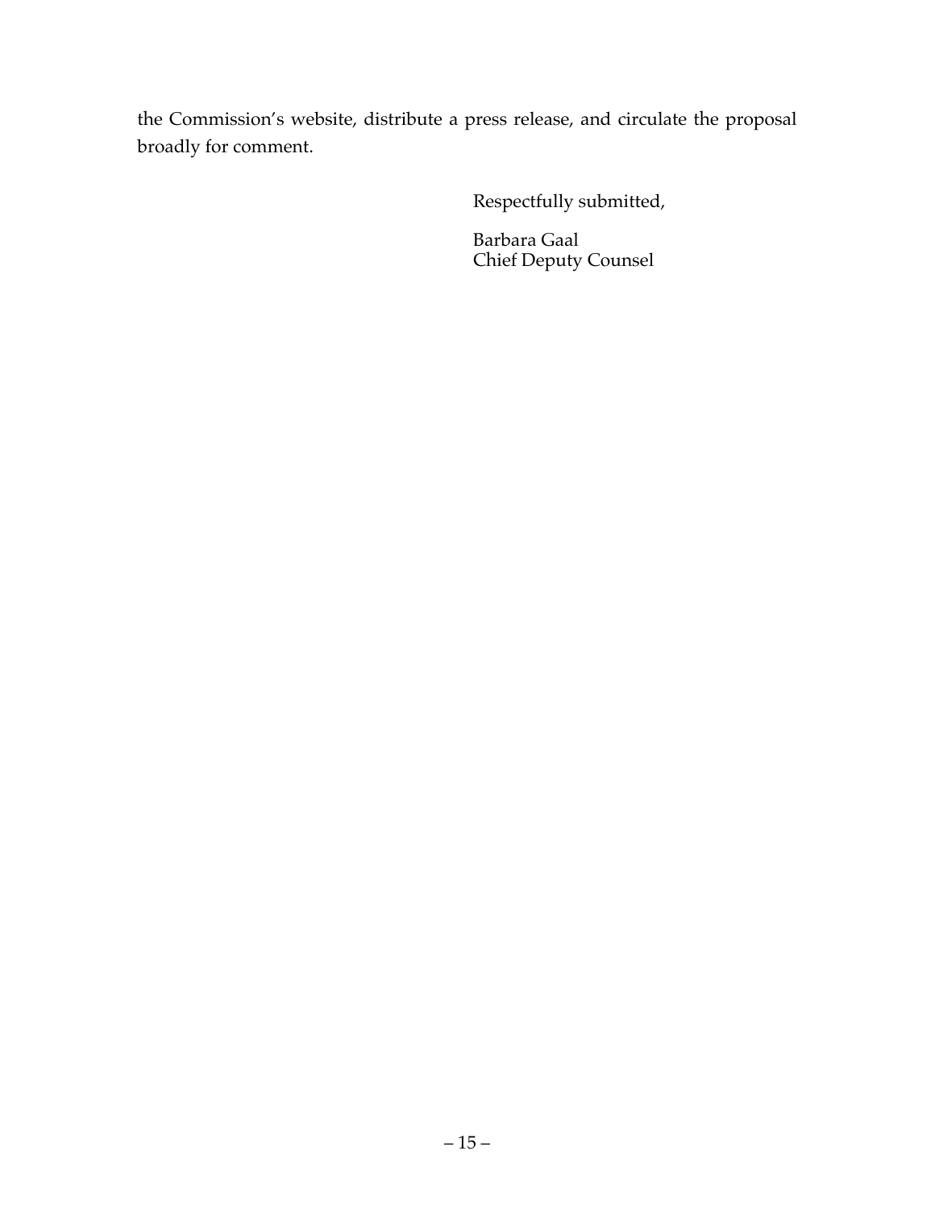the Commission's website, distribute a press release, and circulate the proposal broadly for comment.

Respectfully submitted,

Barbara Gaal
Chief Deputy Counsel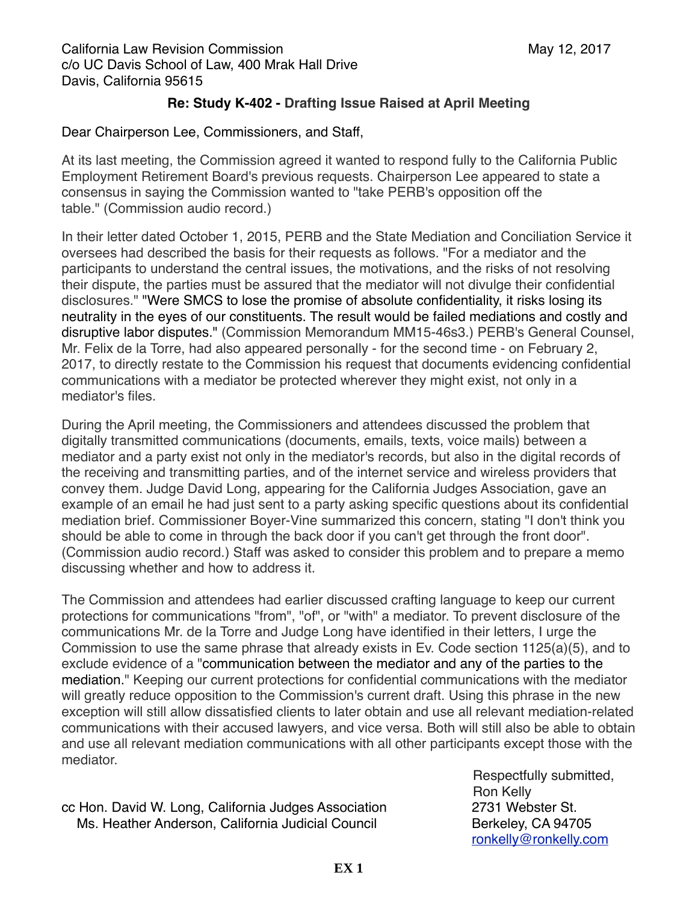California Law Revision Commission
c/o UC Davis School of Law, 400 Mrak Hall Drive
Davis, California 95615

May 12, 2017

**Re: Study K-402 - Drafting Issue Raised at April Meeting**

Dear Chairperson Lee, Commissioners, and Staff,

At its last meeting, the Commission agreed it wanted to respond fully to the California Public Employment Retirement Board's previous requests. Chairperson Lee appeared to state a consensus in saying the Commission wanted to "take PERB's opposition off the table." (Commission audio record.)

In their letter dated October 1, 2015, PERB and the State Mediation and Conciliation Service it oversees had described the basis for their requests as follows. "For a mediator and the participants to understand the central issues, the motivations, and the risks of not resolving their dispute, the parties must be assured that the mediator will not divulge their confidential disclosures." "Were SMCS to lose the promise of absolute confidentiality, it risks losing its neutrality in the eyes of our constituents. The result would be failed mediations and costly and disruptive labor disputes." (Commission Memorandum MM15-46s3.) PERB's General Counsel, Mr. Felix de la Torre, had also appeared personally - for the second time - on February 2, 2017, to directly restate to the Commission his request that documents evidencing confidential communications with a mediator be protected wherever they might exist, not only in a mediator's files.

During the April meeting, the Commissioners and attendees discussed the problem that digitally transmitted communications (documents, emails, texts, voice mails) between a mediator and a party exist not only in the mediator's records, but also in the digital records of the receiving and transmitting parties, and of the internet service and wireless providers that convey them. Judge David Long, appearing for the California Judges Association, gave an example of an email he had just sent to a party asking specific questions about its confidential mediation brief. Commissioner Boyer-Vine summarized this concern, stating "I don't think you should be able to come in through the back door if you can't get through the front door". (Commission audio record.) Staff was asked to consider this problem and to prepare a memo discussing whether and how to address it.

The Commission and attendees had earlier discussed crafting language to keep our current protections for communications "from", "of", or "with" a mediator. To prevent disclosure of the communications Mr. de la Torre and Judge Long have identified in their letters, I urge the Commission to use the same phrase that already exists in Ev. Code section 1125(a)(5), and to exclude evidence of a "communication between the mediator and any of the parties to the mediation." Keeping our current protections for confidential communications with the mediator will greatly reduce opposition to the Commission's current draft. Using this phrase in the new exception will still allow dissatisfied clients to later obtain and use all relevant mediation-related communications with their accused lawyers, and vice versa. Both will still also be able to obtain and use all relevant mediation communications with all other participants except those with the mediator.

Respectfully submitted,
Ron Kelly
2731 Webster St.
Berkeley, CA 94705
ronkelly@ronkelly.com

cc Hon. David W. Long, California Judges Association
Ms. Heather Anderson, California Judicial Council

**EX 1**